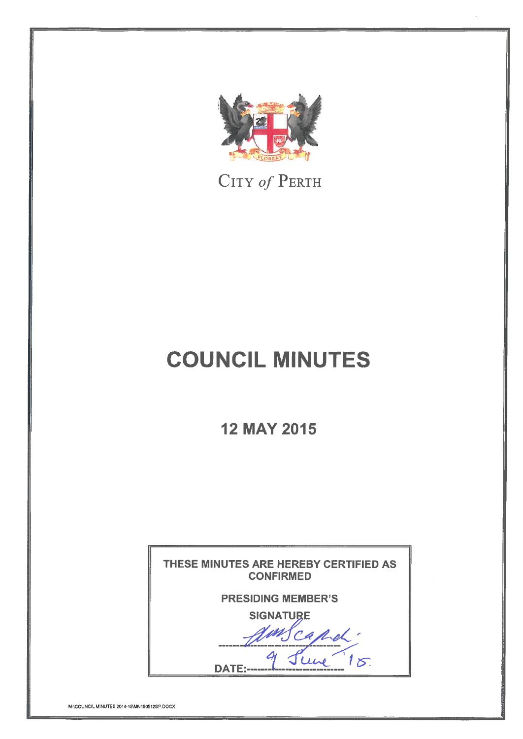CITY *of* PERTH

# COUNCIL MINUTES

## 12 MAY 2015

THESE MINUTES ARE HEREBY CERTIFIED AS CONFIRMED

PRESIDING MEMBER'S SIGNATURE

---

DATE: 9 June '15.

M:\COUNCIL MINUTES 2014-15\MN150512SP.DOCX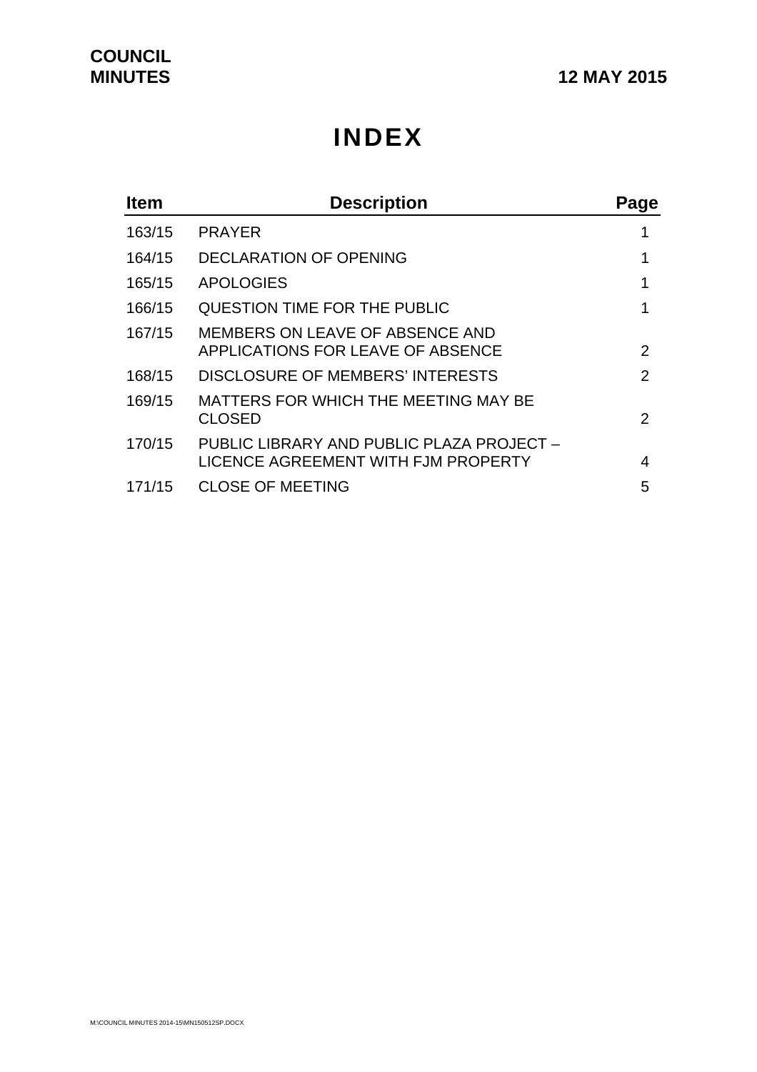# INDEX

| Item | Description | Page |
|---|---|---|
| 163/15 | PRAYER | 1 |
| 164/15 | DECLARATION OF OPENING | 1 |
| 165/15 | APOLOGIES | 1 |
| 166/15 | QUESTION TIME FOR THE PUBLIC | 1 |
| 167/15 | MEMBERS ON LEAVE OF ABSENCE AND APPLICATIONS FOR LEAVE OF ABSENCE | 2 |
| 168/15 | DISCLOSURE OF MEMBERS' INTERESTS | 2 |
| 169/15 | MATTERS FOR WHICH THE MEETING MAY BE CLOSED | 2 |
| 170/15 | PUBLIC LIBRARY AND PUBLIC PLAZA PROJECT – LICENCE AGREEMENT WITH FJM PROPERTY | 4 |
| 171/15 | CLOSE OF MEETING | 5 |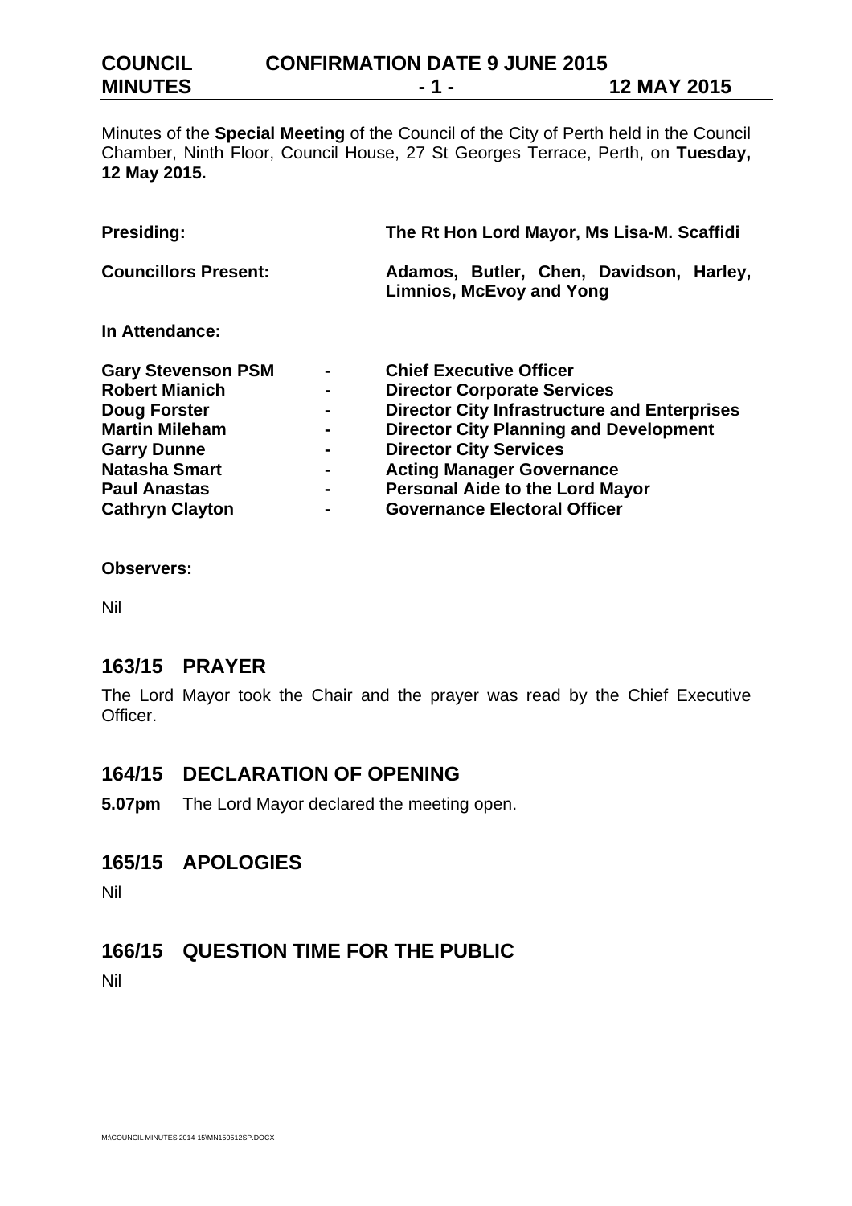Minutes of the **Special Meeting** of the Council of the City of Perth held in the Council Chamber, Ninth Floor, Council House, 27 St Georges Terrace, Perth, on **Tuesday, 12 May 2015.**

**Presiding:** **The Rt Hon Lord Mayor, Ms Lisa-M. Scaffidi**

**Councillors Present:** **Adamos, Butler, Chen, Davidson, Harley, Limnios, McEvoy and Yong**

**In Attendance:**

| | | |
|---|---|---|
| **Gary Stevenson PSM** | - | **Chief Executive Officer** |
| **Robert Mianich** | - | **Director Corporate Services** |
| **Doug Forster** | - | **Director City Infrastructure and Enterprises** |
| **Martin Mileham** | - | **Director City Planning and Development** |
| **Garry Dunne** | - | **Director City Services** |
| **Natasha Smart** | - | **Acting Manager Governance** |
| **Paul Anastas** | - | **Personal Aide to the Lord Mayor** |
| **Cathryn Clayton** | - | **Governance Electoral Officer** |

**Observers:**

Nil

## 163/15 PRAYER

The Lord Mayor took the Chair and the prayer was read by the Chief Executive Officer.

## 164/15 DECLARATION OF OPENING

**5.07pm** The Lord Mayor declared the meeting open.

## 165/15 APOLOGIES

Nil

## 166/15 QUESTION TIME FOR THE PUBLIC

Nil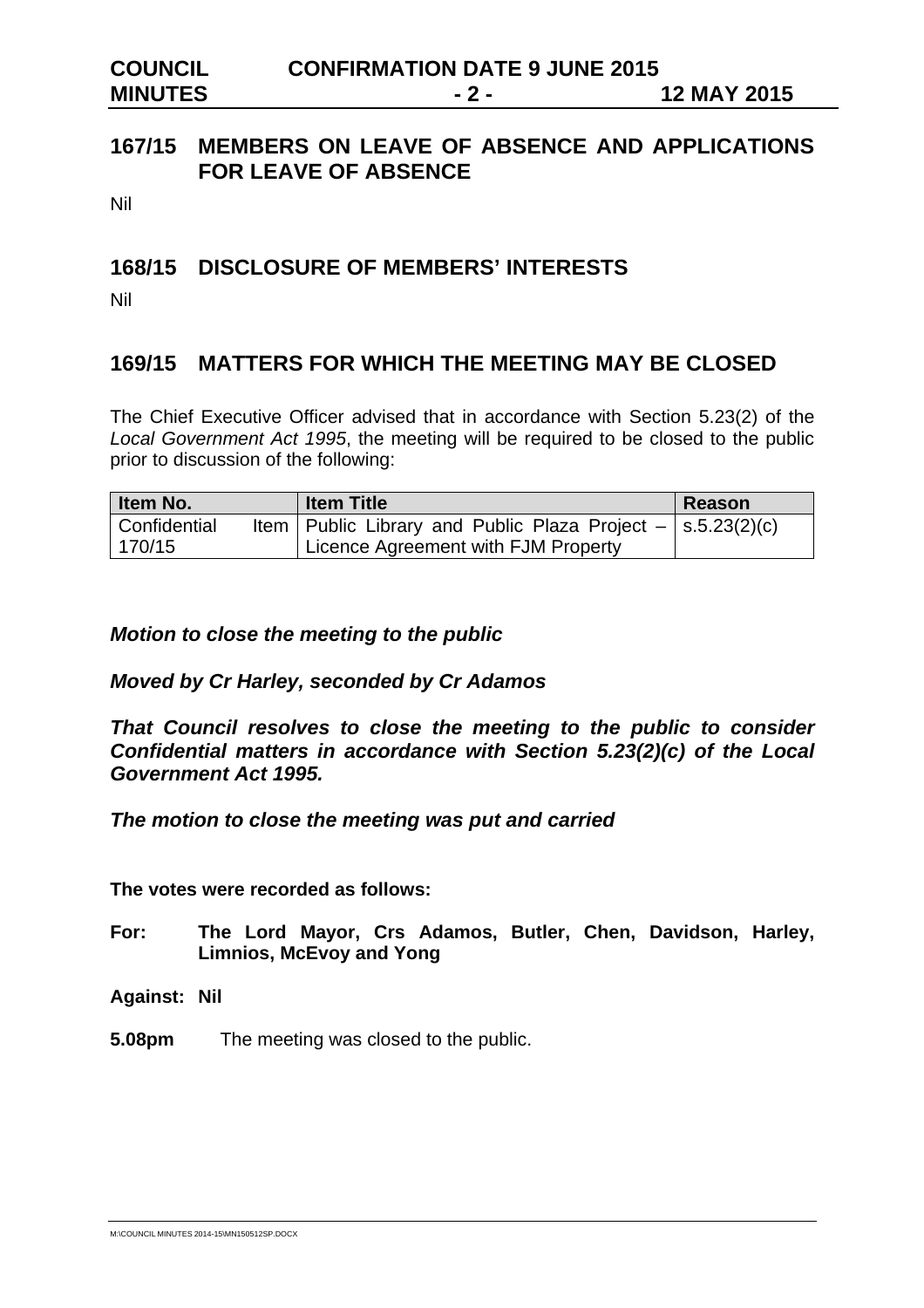## 167/15 MEMBERS ON LEAVE OF ABSENCE AND APPLICATIONS FOR LEAVE OF ABSENCE

Nil

## 168/15 DISCLOSURE OF MEMBERS' INTERESTS

Nil

## 169/15 MATTERS FOR WHICH THE MEETING MAY BE CLOSED

The Chief Executive Officer advised that in accordance with Section 5.23(2) of the *Local Government Act 1995*, the meeting will be required to be closed to the public prior to discussion of the following:

| Item No. | Item Title | Reason |
|---|---|---|
| Confidential Item 170/15 | Public Library and Public Plaza Project – Licence Agreement with FJM Property | s.5.23(2)(c) |

***Motion to close the meeting to the public***

***Moved by Cr Harley, seconded by Cr Adamos***

***That Council resolves to close the meeting to the public to consider Confidential matters in accordance with Section 5.23(2)(c) of the Local Government Act 1995.***

***The motion to close the meeting was put and carried***

**The votes were recorded as follows:**

**For: The Lord Mayor, Crs Adamos, Butler, Chen, Davidson, Harley, Limnios, McEvoy and Yong**

**Against: Nil**

**5.08pm** The meeting was closed to the public.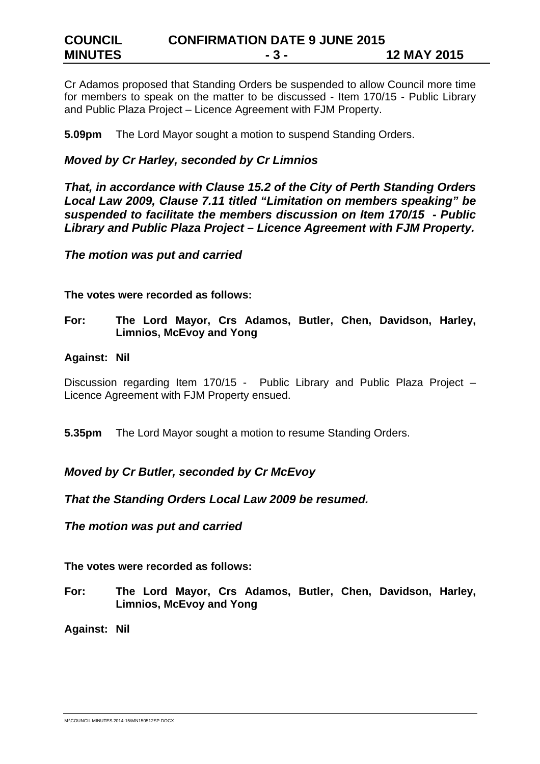Cr Adamos proposed that Standing Orders be suspended to allow Council more time for members to speak on the matter to be discussed - Item 170/15 - Public Library and Public Plaza Project – Licence Agreement with FJM Property.

**5.09pm** The Lord Mayor sought a motion to suspend Standing Orders.

***Moved by Cr Harley, seconded by Cr Limnios***

***That, in accordance with Clause 15.2 of the City of Perth Standing Orders Local Law 2009, Clause 7.11 titled "Limitation on members speaking" be suspended to facilitate the members discussion on Item 170/15 - Public Library and Public Plaza Project – Licence Agreement with FJM Property.***

***The motion was put and carried***

**The votes were recorded as follows:**

**For: The Lord Mayor, Crs Adamos, Butler, Chen, Davidson, Harley, Limnios, McEvoy and Yong**

**Against: Nil**

Discussion regarding Item 170/15 - Public Library and Public Plaza Project – Licence Agreement with FJM Property ensued.

**5.35pm** The Lord Mayor sought a motion to resume Standing Orders.

***Moved by Cr Butler, seconded by Cr McEvoy***

***That the Standing Orders Local Law 2009 be resumed.***

***The motion was put and carried***

**The votes were recorded as follows:**

**For: The Lord Mayor, Crs Adamos, Butler, Chen, Davidson, Harley, Limnios, McEvoy and Yong**

**Against: Nil**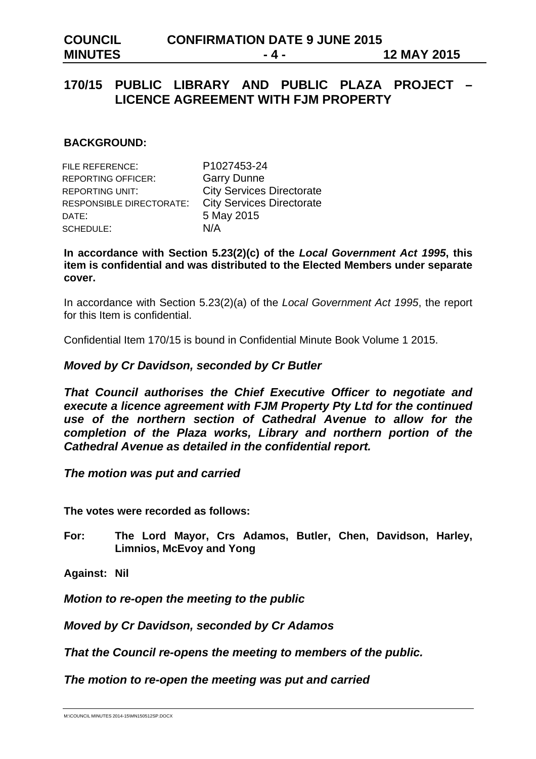## 170/15 PUBLIC LIBRARY AND PUBLIC PLAZA PROJECT – LICENCE AGREEMENT WITH FJM PROPERTY

**BACKGROUND:**

| | |
|---|---|
| FILE REFERENCE: | P1027453-24 |
| REPORTING OFFICER: | Garry Dunne |
| REPORTING UNIT: | City Services Directorate |
| RESPONSIBLE DIRECTORATE: | City Services Directorate |
| DATE: | 5 May 2015 |
| SCHEDULE: | N/A |

**In accordance with Section 5.23(2)(c) of the *Local Government Act 1995*, this item is confidential and was distributed to the Elected Members under separate cover.**

In accordance with Section 5.23(2)(a) of the *Local Government Act 1995*, the report for this Item is confidential.

Confidential Item 170/15 is bound in Confidential Minute Book Volume 1 2015.

***Moved by Cr Davidson, seconded by Cr Butler***

***That Council authorises the Chief Executive Officer to negotiate and execute a licence agreement with FJM Property Pty Ltd for the continued use of the northern section of Cathedral Avenue to allow for the completion of the Plaza works, Library and northern portion of the Cathedral Avenue as detailed in the confidential report.***

***The motion was put and carried***

**The votes were recorded as follows:**

**For: The Lord Mayor, Crs Adamos, Butler, Chen, Davidson, Harley, Limnios, McEvoy and Yong**

**Against: Nil**

***Motion to re-open the meeting to the public***

***Moved by Cr Davidson, seconded by Cr Adamos***

***That the Council re-opens the meeting to members of the public.***

***The motion to re-open the meeting was put and carried***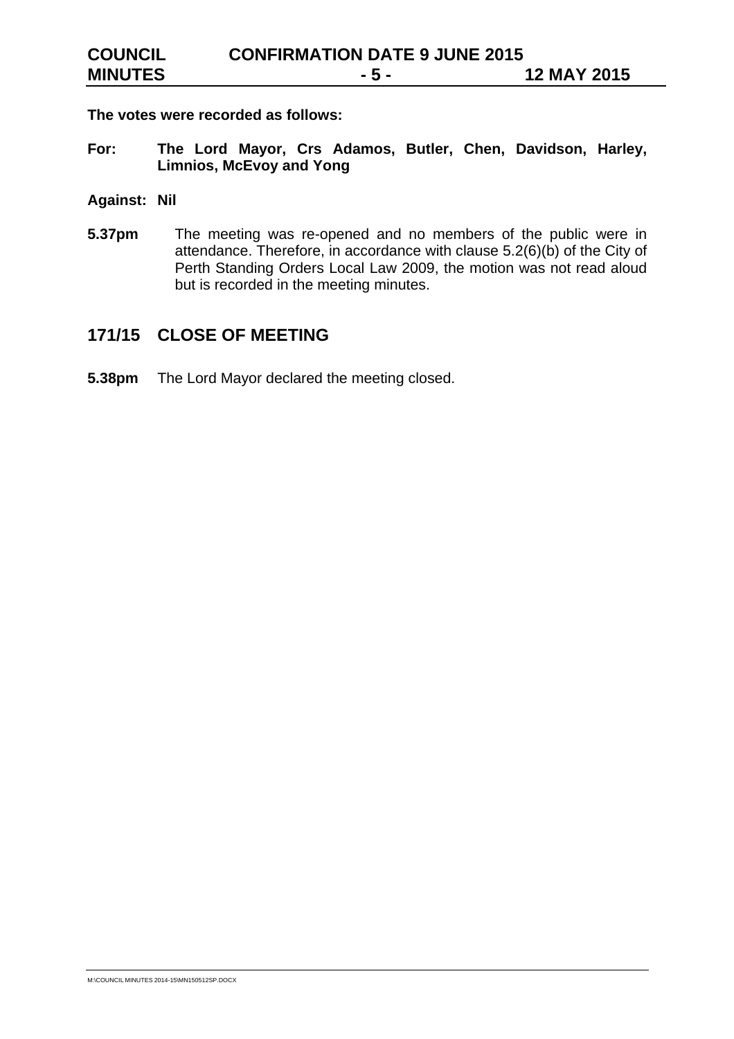**The votes were recorded as follows:**

**For:** **The Lord Mayor, Crs Adamos, Butler, Chen, Davidson, Harley, Limnios, McEvoy and Yong**

**Against:** **Nil**

**5.37pm** The meeting was re-opened and no members of the public were in attendance. Therefore, in accordance with clause 5.2(6)(b) of the City of Perth Standing Orders Local Law 2009, the motion was not read aloud but is recorded in the meeting minutes.

## 171/15 CLOSE OF MEETING

**5.38pm** The Lord Mayor declared the meeting closed.